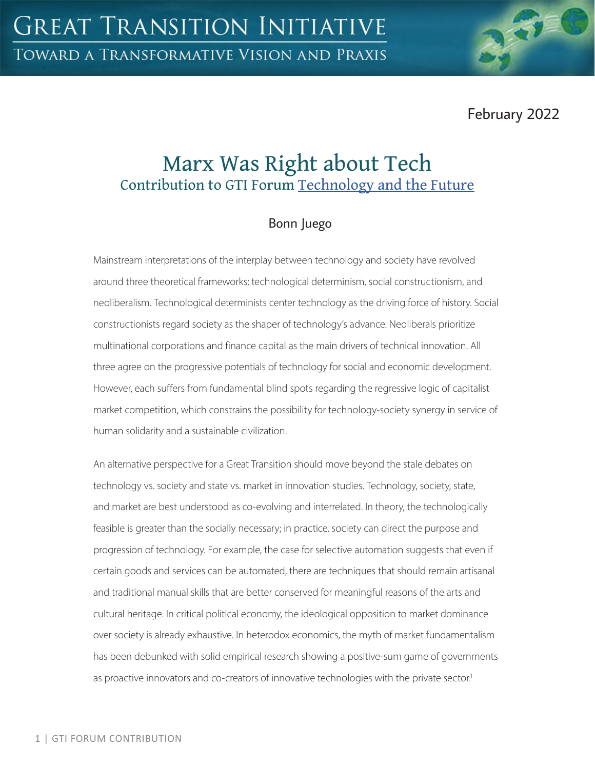# Great Transition Initiative

## Toward a Transformative Vision and Praxis

February 2022

# Marx Was Right about Tech

## Contribution to GTI Forum Technology and the Future

Bonn Juego

Mainstream interpretations of the interplay between technology and society have revolved around three theoretical frameworks: technological determinism, social constructionism, and neoliberalism. Technological determinists center technology as the driving force of history. Social constructionists regard society as the shaper of technology's advance. Neoliberals prioritize multinational corporations and finance capital as the main drivers of technical innovation. All three agree on the progressive potentials of technology for social and economic development. However, each suffers from fundamental blind spots regarding the regressive logic of capitalist market competition, which constrains the possibility for technology-society synergy in service of human solidarity and a sustainable civilization.

An alternative perspective for a Great Transition should move beyond the stale debates on technology vs. society and state vs. market in innovation studies. Technology, society, state, and market are best understood as co-evolving and interrelated. In theory, the technologically feasible is greater than the socially necessary; in practice, society can direct the purpose and progression of technology. For example, the case for selective automation suggests that even if certain goods and services can be automated, there are techniques that should remain artisanal and traditional manual skills that are better conserved for meaningful reasons of the arts and cultural heritage. In critical political economy, the ideological opposition to market dominance over society is already exhaustive. In heterodox economics, the myth of market fundamentalism has been debunked with solid empirical research showing a positive-sum game of governments as proactive innovators and co-creators of innovative technologies with the private sector.[1]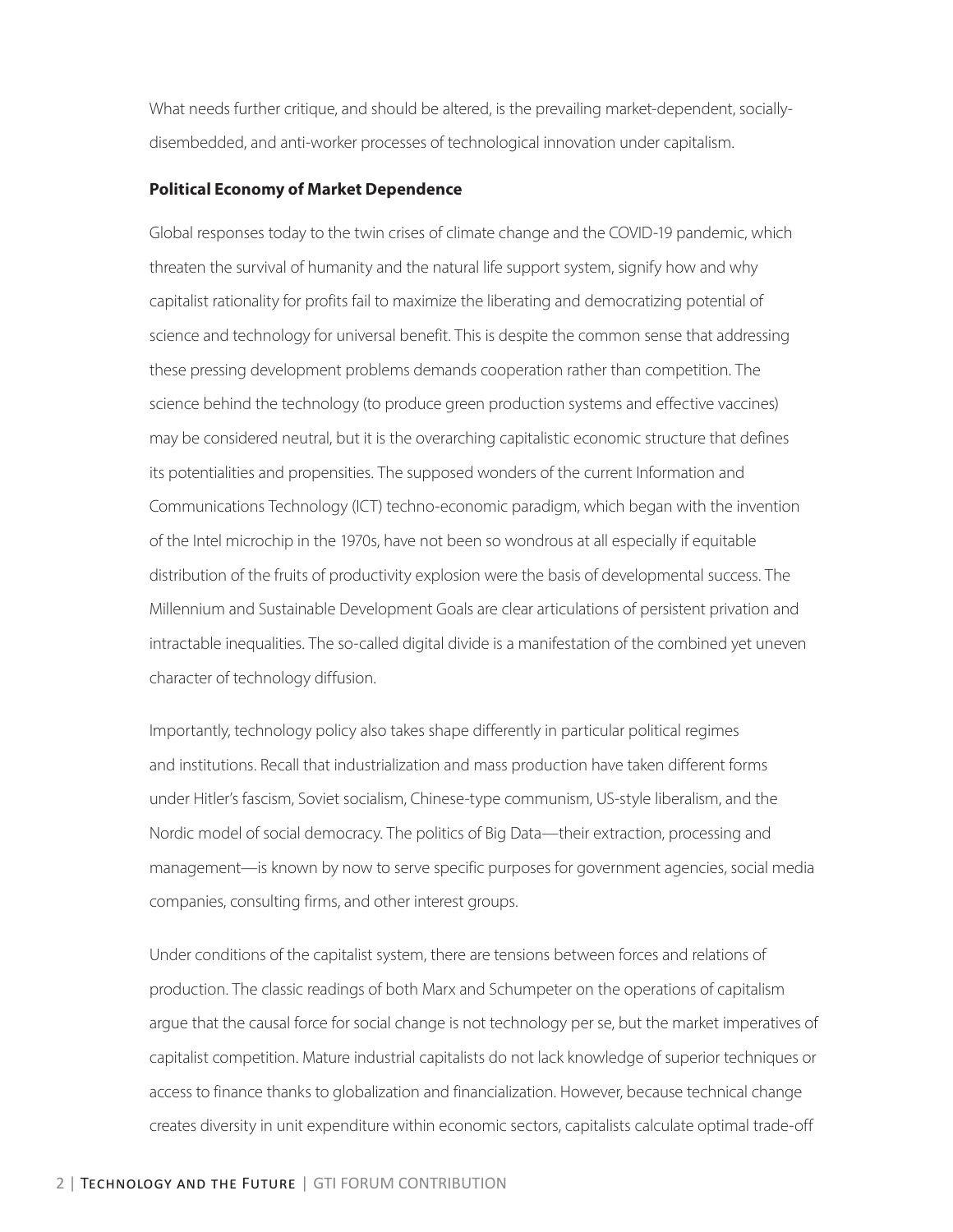What needs further critique, and should be altered, is the prevailing market-dependent, socially-disembedded, and anti-worker processes of technological innovation under capitalism.

**Political Economy of Market Dependence**

Global responses today to the twin crises of climate change and the COVID-19 pandemic, which threaten the survival of humanity and the natural life support system, signify how and why capitalist rationality for profits fail to maximize the liberating and democratizing potential of science and technology for universal benefit. This is despite the common sense that addressing these pressing development problems demands cooperation rather than competition. The science behind the technology (to produce green production systems and effective vaccines) may be considered neutral, but it is the overarching capitalistic economic structure that defines its potentialities and propensities. The supposed wonders of the current Information and Communications Technology (ICT) techno-economic paradigm, which began with the invention of the Intel microchip in the 1970s, have not been so wondrous at all especially if equitable distribution of the fruits of productivity explosion were the basis of developmental success. The Millennium and Sustainable Development Goals are clear articulations of persistent privation and intractable inequalities. The so-called digital divide is a manifestation of the combined yet uneven character of technology diffusion.

Importantly, technology policy also takes shape differently in particular political regimes and institutions. Recall that industrialization and mass production have taken different forms under Hitler's fascism, Soviet socialism, Chinese-type communism, US-style liberalism, and the Nordic model of social democracy. The politics of Big Data—their extraction, processing and management—is known by now to serve specific purposes for government agencies, social media companies, consulting firms, and other interest groups.

Under conditions of the capitalist system, there are tensions between forces and relations of production. The classic readings of both Marx and Schumpeter on the operations of capitalism argue that the causal force for social change is not technology per se, but the market imperatives of capitalist competition. Mature industrial capitalists do not lack knowledge of superior techniques or access to finance thanks to globalization and financialization. However, because technical change creates diversity in unit expenditure within economic sectors, capitalists calculate optimal trade-off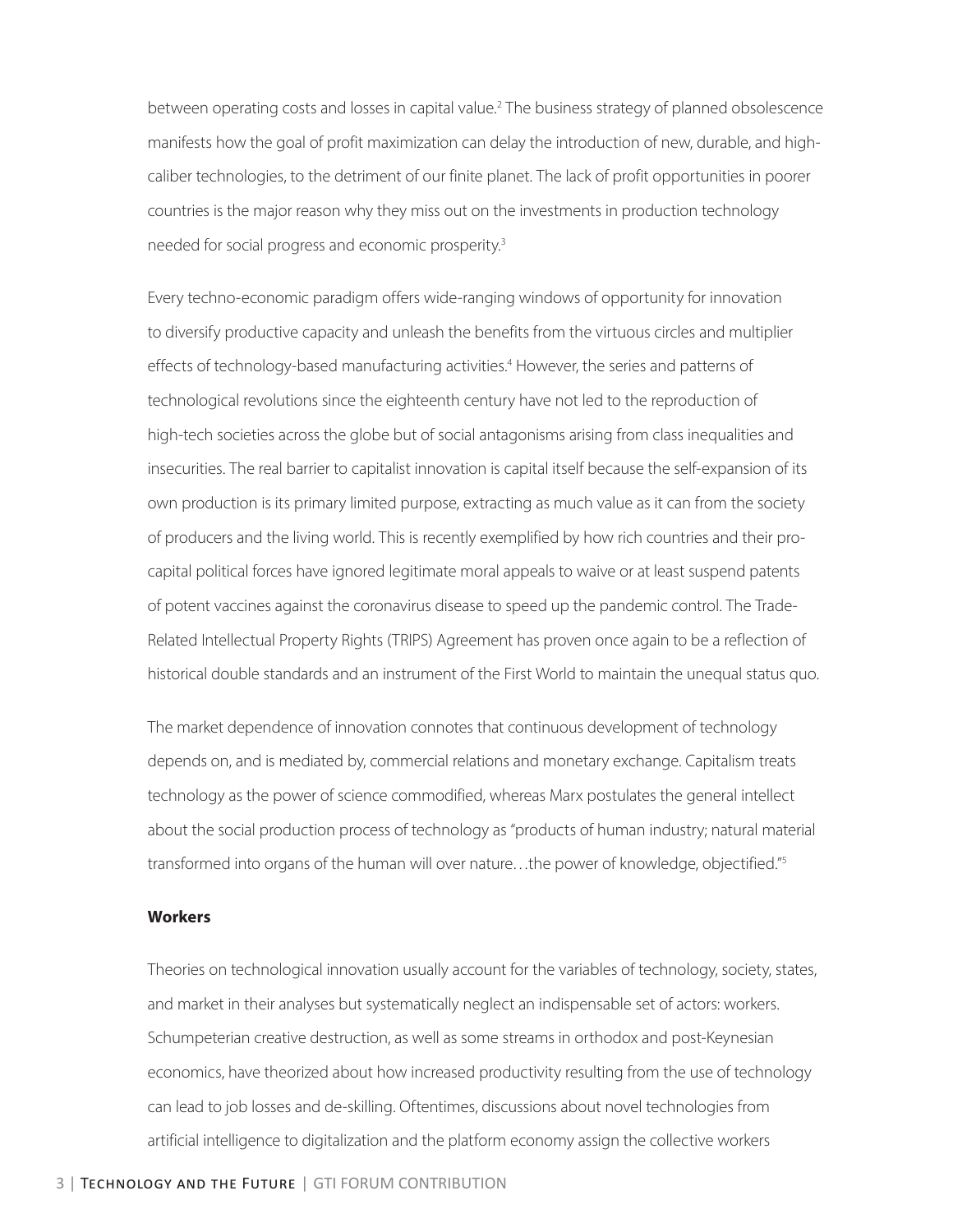between operating costs and losses in capital value.[2] The business strategy of planned obsolescence manifests how the goal of profit maximization can delay the introduction of new, durable, and high-caliber technologies, to the detriment of our finite planet. The lack of profit opportunities in poorer countries is the major reason why they miss out on the investments in production technology needed for social progress and economic prosperity.[3]

Every techno-economic paradigm offers wide-ranging windows of opportunity for innovation to diversify productive capacity and unleash the benefits from the virtuous circles and multiplier effects of technology-based manufacturing activities.[4] However, the series and patterns of technological revolutions since the eighteenth century have not led to the reproduction of high-tech societies across the globe but of social antagonisms arising from class inequalities and insecurities. The real barrier to capitalist innovation is capital itself because the self-expansion of its own production is its primary limited purpose, extracting as much value as it can from the society of producers and the living world. This is recently exemplified by how rich countries and their pro-capital political forces have ignored legitimate moral appeals to waive or at least suspend patents of potent vaccines against the coronavirus disease to speed up the pandemic control. The Trade-Related Intellectual Property Rights (TRIPS) Agreement has proven once again to be a reflection of historical double standards and an instrument of the First World to maintain the unequal status quo.

The market dependence of innovation connotes that continuous development of technology depends on, and is mediated by, commercial relations and monetary exchange. Capitalism treats technology as the power of science commodified, whereas Marx postulates the general intellect about the social production process of technology as "products of human industry; natural material transformed into organs of the human will over nature…the power of knowledge, objectified."[5]

**Workers**

Theories on technological innovation usually account for the variables of technology, society, states, and market in their analyses but systematically neglect an indispensable set of actors: workers. Schumpeterian creative destruction, as well as some streams in orthodox and post-Keynesian economics, have theorized about how increased productivity resulting from the use of technology can lead to job losses and de-skilling. Oftentimes, discussions about novel technologies from artificial intelligence to digitalization and the platform economy assign the collective workers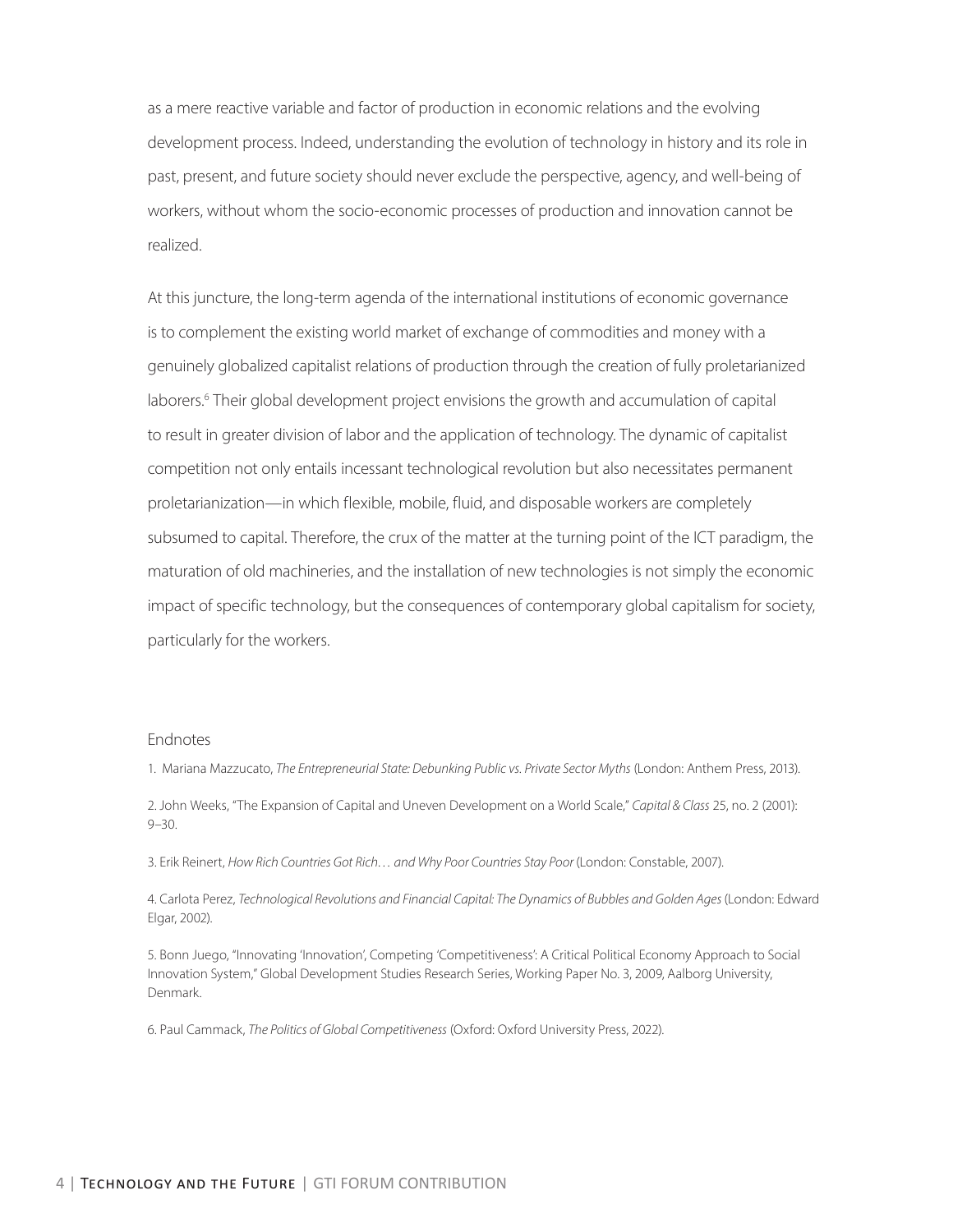as a mere reactive variable and factor of production in economic relations and the evolving development process. Indeed, understanding the evolution of technology in history and its role in past, present, and future society should never exclude the perspective, agency, and well-being of workers, without whom the socio-economic processes of production and innovation cannot be realized.

At this juncture, the long-term agenda of the international institutions of economic governance is to complement the existing world market of exchange of commodities and money with a genuinely globalized capitalist relations of production through the creation of fully proletarianized laborers.[6] Their global development project envisions the growth and accumulation of capital to result in greater division of labor and the application of technology. The dynamic of capitalist competition not only entails incessant technological revolution but also necessitates permanent proletarianization—in which flexible, mobile, fluid, and disposable workers are completely subsumed to capital. Therefore, the crux of the matter at the turning point of the ICT paradigm, the maturation of old machineries, and the installation of new technologies is not simply the economic impact of specific technology, but the consequences of contemporary global capitalism for society, particularly for the workers.

## Endnotes

1. Mariana Mazzucato, *The Entrepreneurial State: Debunking Public vs. Private Sector Myths* (London: Anthem Press, 2013).

2. John Weeks, "The Expansion of Capital and Uneven Development on a World Scale," *Capital & Class* 25, no. 2 (2001): 9–30.

3. Erik Reinert, *How Rich Countries Got Rich… and Why Poor Countries Stay Poor* (London: Constable, 2007).

4. Carlota Perez, *Technological Revolutions and Financial Capital: The Dynamics of Bubbles and Golden Ages* (London: Edward Elgar, 2002).

5. Bonn Juego, "Innovating 'Innovation', Competing 'Competitiveness': A Critical Political Economy Approach to Social Innovation System," Global Development Studies Research Series, Working Paper No. 3, 2009, Aalborg University, Denmark.

6. Paul Cammack, *The Politics of Global Competitiveness* (Oxford: Oxford University Press, 2022).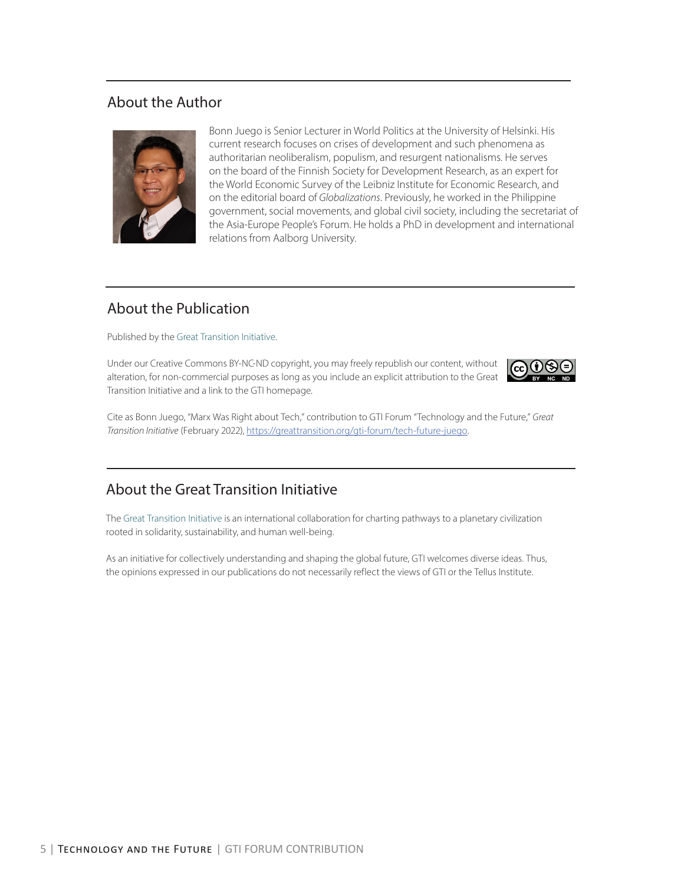## About the Author

Bonn Juego is Senior Lecturer in World Politics at the University of Helsinki. His current research focuses on crises of development and such phenomena as authoritarian neoliberalism, populism, and resurgent nationalisms. He serves on the board of the Finnish Society for Development Research, as an expert for the World Economic Survey of the Leibniz Institute for Economic Research, and on the editorial board of *Globalizations*. Previously, he worked in the Philippine government, social movements, and global civil society, including the secretariat of the Asia-Europe People's Forum. He holds a PhD in development and international relations from Aalborg University.

## About the Publication

Published by the Great Transition Initiative.

Under our Creative Commons BY-NC-ND copyright, you may freely republish our content, without alteration, for non-commercial purposes as long as you include an explicit attribution to the Great Transition Initiative and a link to the GTI homepage.

Cite as Bonn Juego, "Marx Was Right about Tech," contribution to GTI Forum "Technology and the Future," *Great Transition Initiative* (February 2022), https://greattransition.org/gti-forum/tech-future-juego.

## About the Great Transition Initiative

The Great Transition Initiative is an international collaboration for charting pathways to a planetary civilization rooted in solidarity, sustainability, and human well-being.

As an initiative for collectively understanding and shaping the global future, GTI welcomes diverse ideas. Thus, the opinions expressed in our publications do not necessarily reflect the views of GTI or the Tellus Institute.